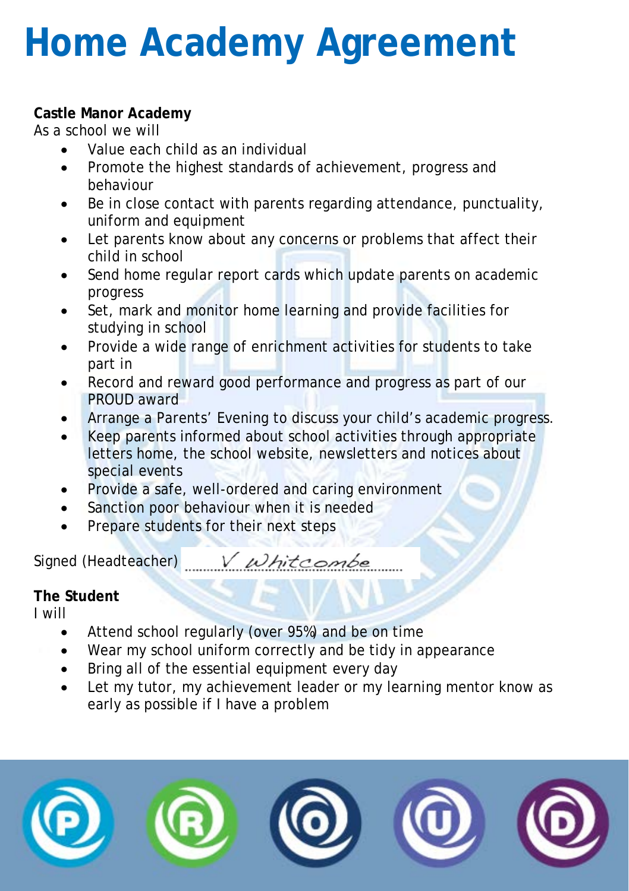# Home Academy Agreement

**Castle Manor Academy**

As a school we will

- Value each child as an individual
- Promote the highest standards of achievement, progress and behaviour
- Be in close contact with parents regarding attendance, punctuality, uniform and equipment
- Let parents know about any concerns or problems that affect their child in school
- Send home regular report cards which update parents on academic progress
- Set, mark and monitor home learning and provide facilities for studying in school
- Provide a wide range of enrichment activities for students to take part in
- Record and reward good performance and progress as part of our PROUD award
- Arrange a Parents' Evening to discuss your child's academic progress.
- Keep parents informed about school activities through appropriate letters home, the school website, newsletters and notices about special events
- Provide a safe, well-ordered and caring environment
- Sanction poor behaviour when it is needed
- Prepare students for their next steps

Signed (Headteacher) V Whitcombe

**The Student**

I will

- Attend school regularly (over 95%) and be on time
- Wear my school uniform correctly and be tidy in appearance
- Bring all of the essential equipment every day
- Let my tutor, my achievement leader or my learning mentor know as early as possible if I have a problem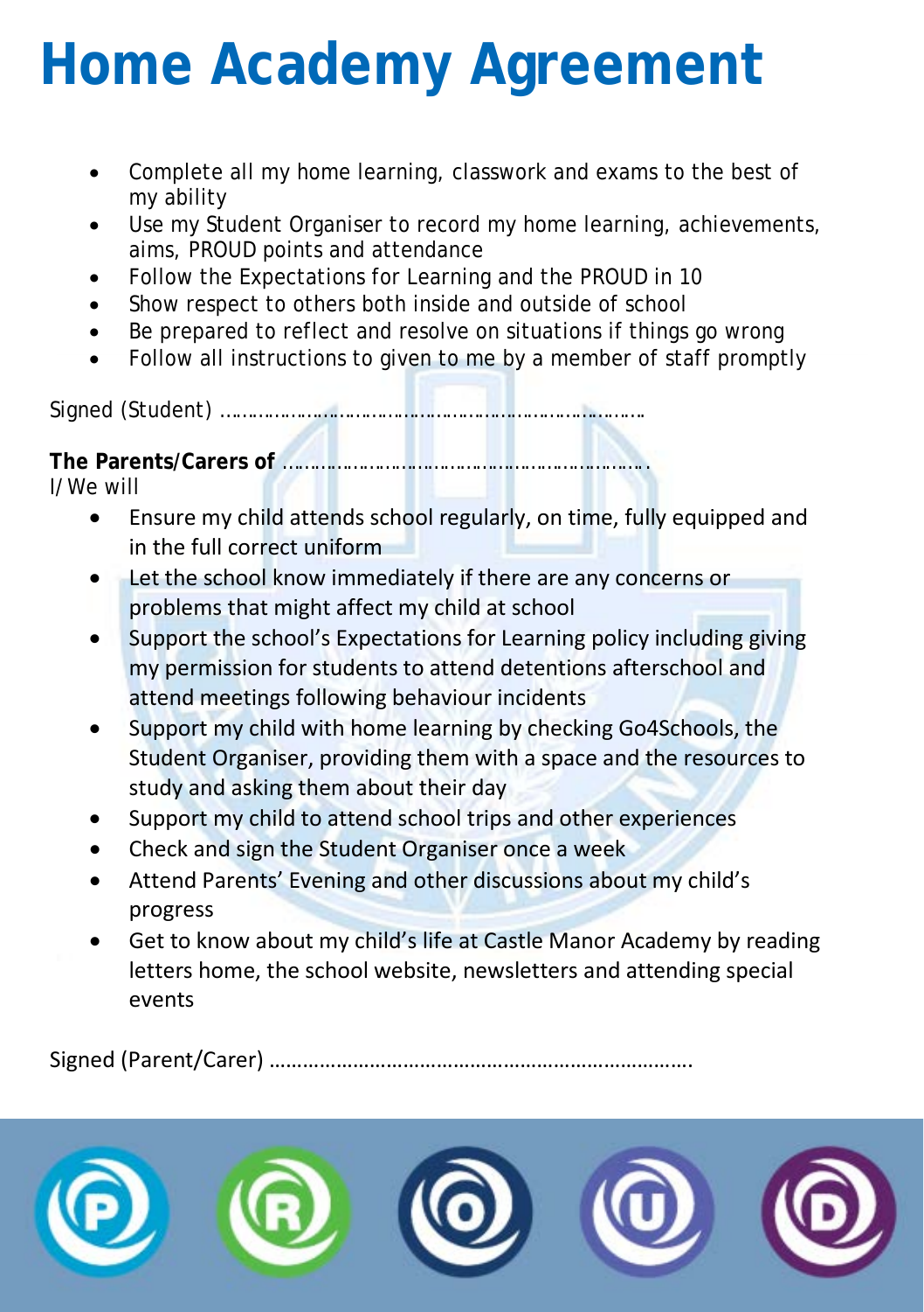# Home Academy Agreement

- Complete all my home learning, classwork and exams to the best of my ability
- Use my Student Organiser to record my home learning, achievements, aims, PROUD points and attendance
- Follow the Expectations for Learning and the PROUD in 10
- Show respect to others both inside and outside of school
- Be prepared to reflect and resolve on situations if things go wrong
- Follow all instructions to given to me by a member of staff promptly

Signed (Student) ……………………………………………………………………

**The Parents/Carers of** ………………………………………………………….
I/We will

- Ensure my child attends school regularly, on time, fully equipped and in the full correct uniform
- Let the school know immediately if there are any concerns or problems that might affect my child at school
- Support the school's Expectations for Learning policy including giving my permission for students to attend detentions afterschool and attend meetings following behaviour incidents
- Support my child with home learning by checking Go4Schools, the Student Organiser, providing them with a space and the resources to study and asking them about their day
- Support my child to attend school trips and other experiences
- Check and sign the Student Organiser once a week
- Attend Parents' Evening and other discussions about my child's progress
- Get to know about my child's life at Castle Manor Academy by reading letters home, the school website, newsletters and attending special events

Signed (Parent/Carer) ………………………………………………………………….